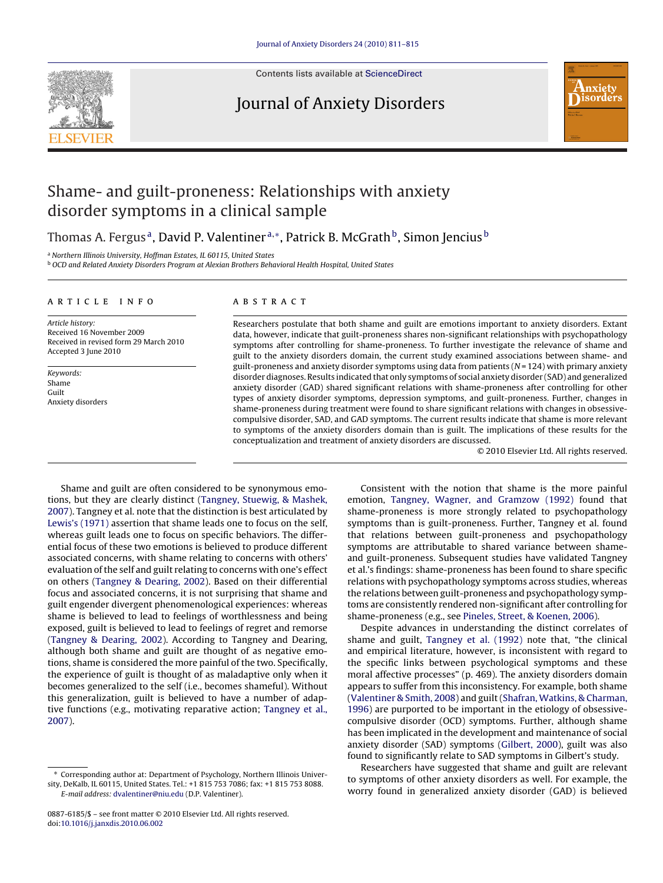# Shame- and guilt-proneness: Relationships with anxiety disorder symptoms in a clinical sample

Thomas A. Fergus[a], David P. Valentiner[a,*], Patrick B. McGrath[b], Simon Jencius[b]

[a] Northern Illinois University, Hoffman Estates, IL 60115, United States
[b] OCD and Related Anxiety Disorders Program at Alexian Brothers Behavioral Health Hospital, United States

## ARTICLE INFO

*Article history:*
Received 16 November 2009
Received in revised form 29 March 2010
Accepted 3 June 2010

*Keywords:*
Shame
Guilt
Anxiety disorders

## ABSTRACT

Researchers postulate that both shame and guilt are emotions important to anxiety disorders. Extant data, however, indicate that guilt-proneness shares non-significant relationships with psychopathology symptoms after controlling for shame-proneness. To further investigate the relevance of shame and guilt to the anxiety disorders domain, the current study examined associations between shame- and guilt-proneness and anxiety disorder symptoms using data from patients ($N = 124$) with primary anxiety disorder diagnoses. Results indicated that only symptoms of social anxiety disorder (SAD) and generalized anxiety disorder (GAD) shared significant relations with shame-proneness after controlling for other types of anxiety disorder symptoms, depression symptoms, and guilt-proneness. Further, changes in shame-proneness during treatment were found to share significant relations with changes in obsessive-compulsive disorder, SAD, and GAD symptoms. The current results indicate that shame is more relevant to symptoms of the anxiety disorders domain than is guilt. The implications of these results for the conceptualization and treatment of anxiety disorders are discussed.

© 2010 Elsevier Ltd. All rights reserved.

Shame and guilt are often considered to be synonymous emotions, but they are clearly distinct (Tangney, Stuewig, & Mashek, 2007). Tangney et al. note that the distinction is best articulated by Lewis's (1971) assertion that shame leads one to focus on the self, whereas guilt leads one to focus on specific behaviors. The differential focus of these two emotions is believed to produce different associated concerns, with shame relating to concerns with others' evaluation of the self and guilt relating to concerns with one's effect on others (Tangney & Dearing, 2002). Based on their differential focus and associated concerns, it is not surprising that shame and guilt engender divergent phenomenological experiences: whereas shame is believed to lead to feelings of worthlessness and being exposed, guilt is believed to lead to feelings of regret and remorse (Tangney & Dearing, 2002). According to Tangney and Dearing, although both shame and guilt are thought of as negative emotions, shame is considered the more painful of the two. Specifically, the experience of guilt is thought of as maladaptive only when it becomes generalized to the self (i.e., becomes shameful). Without this generalization, guilt is believed to have a number of adaptive functions (e.g., motivating reparative action; Tangney et al., 2007).

Consistent with the notion that shame is the more painful emotion, Tangney, Wagner, and Gramzow (1992) found that shame-proneness is more strongly related to psychopathology symptoms than is guilt-proneness. Further, Tangney et al. found that relations between guilt-proneness and psychopathology symptoms are attributable to shared variance between shame- and guilt-proneness. Subsequent studies have validated Tangney et al.'s findings: shame-proneness has been found to share specific relations with psychopathology symptoms across studies, whereas the relations between guilt-proneness and psychopathology symptoms are consistently rendered non-significant after controlling for shame-proneness (e.g., see Pineles, Street, & Koenen, 2006).

Despite advances in understanding the distinct correlates of shame and guilt, Tangney et al. (1992) note that, "the clinical and empirical literature, however, is inconsistent with regard to the specific links between psychological symptoms and these moral affective processes" (p. 469). The anxiety disorders domain appears to suffer from this inconsistency. For example, both shame (Valentiner & Smith, 2008) and guilt (Shafran, Watkins, & Charman, 1996) are purported to be important in the etiology of obsessive-compulsive disorder (OCD) symptoms. Further, although shame has been implicated in the development and maintenance of social anxiety disorder (SAD) symptoms (Gilbert, 2000), guilt was also found to significantly relate to SAD symptoms in Gilbert's study.

Researchers have suggested that shame and guilt are relevant to symptoms of other anxiety disorders as well. For example, the worry found in generalized anxiety disorder (GAD) is believed

\* Corresponding author at: Department of Psychology, Northern Illinois University, DeKalb, IL 60115, United States. Tel.: +1 815 753 7086; fax: +1 815 753 8088.
*E-mail address:* dvalentiner@niu.edu (D.P. Valentiner).

0887-6185/$ – see front matter © 2010 Elsevier Ltd. All rights reserved.
doi:10.1016/j.janxdis.2010.06.002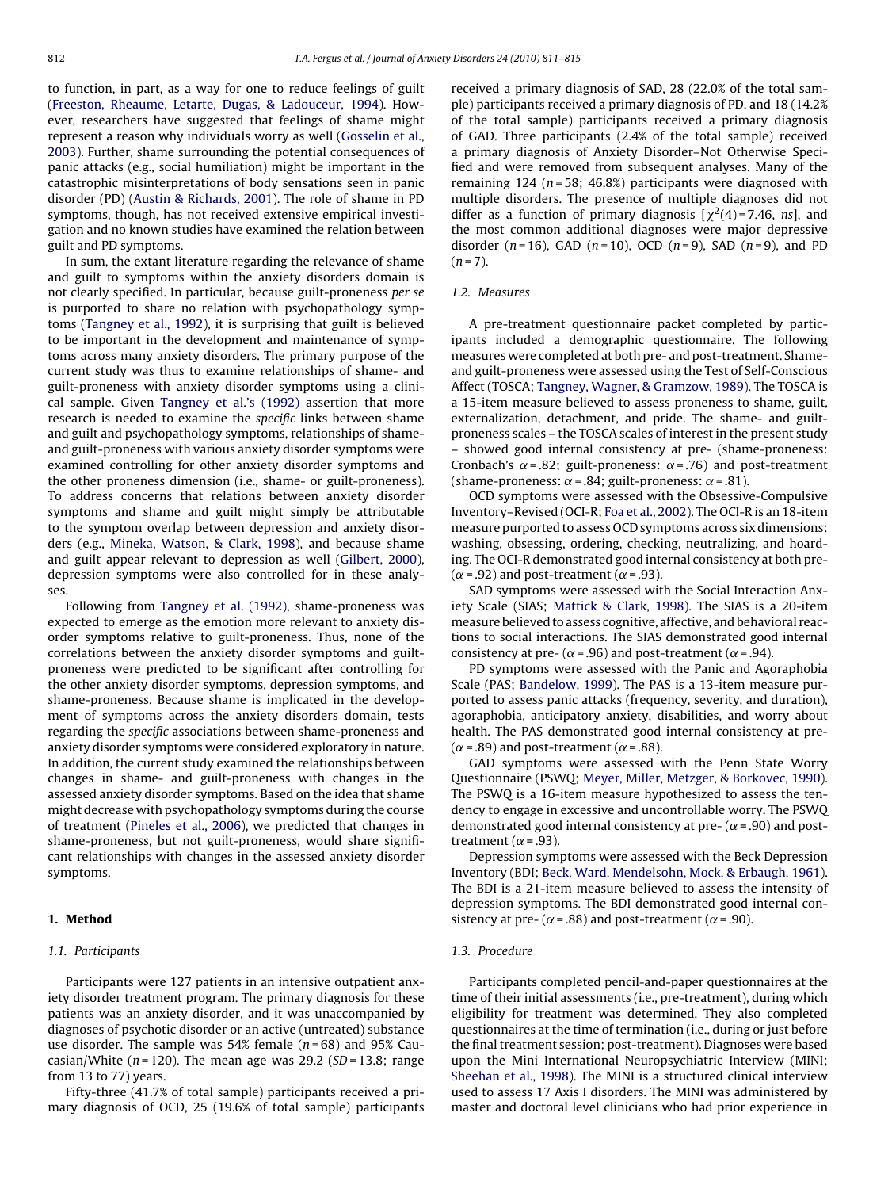to function, in part, as a way for one to reduce feelings of guilt (Freeston, Rheaume, Letarte, Dugas, & Ladouceur, 1994). However, researchers have suggested that feelings of shame might represent a reason why individuals worry as well (Gosselin et al., 2003). Further, shame surrounding the potential consequences of panic attacks (e.g., social humiliation) might be important in the catastrophic misinterpretations of body sensations seen in panic disorder (PD) (Austin & Richards, 2001). The role of shame in PD symptoms, though, has not received extensive empirical investigation and no known studies have examined the relation between guilt and PD symptoms.

In sum, the extant literature regarding the relevance of shame and guilt to symptoms within the anxiety disorders domain is not clearly specified. In particular, because guilt-proneness *per se* is purported to share no relation with psychopathology symptoms (Tangney et al., 1992), it is surprising that guilt is believed to be important in the development and maintenance of symptoms across many anxiety disorders. The primary purpose of the current study was thus to examine relationships of shame- and guilt-proneness with anxiety disorder symptoms using a clinical sample. Given Tangney et al.'s (1992) assertion that more research is needed to examine the *specific* links between shame and guilt and psychopathology symptoms, relationships of shame- and guilt-proneness with various anxiety disorder symptoms were examined controlling for other anxiety disorder symptoms and the other proneness dimension (i.e., shame- or guilt-proneness). To address concerns that relations between anxiety disorder symptoms and shame and guilt might simply be attributable to the symptom overlap between depression and anxiety disorders (e.g., Mineka, Watson, & Clark, 1998), and because shame and guilt appear relevant to depression as well (Gilbert, 2000), depression symptoms were also controlled for in these analyses.

Following from Tangney et al. (1992), shame-proneness was expected to emerge as the emotion more relevant to anxiety disorder symptoms relative to guilt-proneness. Thus, none of the correlations between the anxiety disorder symptoms and guilt-proneness were predicted to be significant after controlling for the other anxiety disorder symptoms, depression symptoms, and shame-proneness. Because shame is implicated in the development of symptoms across the anxiety disorders domain, tests regarding the *specific* associations between shame-proneness and anxiety disorder symptoms were considered exploratory in nature. In addition, the current study examined the relationships between changes in shame- and guilt-proneness with changes in the assessed anxiety disorder symptoms. Based on the idea that shame might decrease with psychopathology symptoms during the course of treatment (Pineles et al., 2006), we predicted that changes in shame-proneness, but not guilt-proneness, would share significant relationships with changes in the assessed anxiety disorder symptoms.

## 1. Method

### 1.1. Participants

Participants were 127 patients in an intensive outpatient anxiety disorder treatment program. The primary diagnosis for these patients was an anxiety disorder, and it was unaccompanied by diagnoses of psychotic disorder or an active (untreated) substance use disorder. The sample was 54% female ($n = 68$) and 95% Caucasian/White ($n = 120$). The mean age was 29.2 ($SD = 13.8$; range from 13 to 77) years.

Fifty-three (41.7% of total sample) participants received a primary diagnosis of OCD, 25 (19.6% of total sample) participants received a primary diagnosis of SAD, 28 (22.0% of the total sample) participants received a primary diagnosis of PD, and 18 (14.2% of the total sample) participants received a primary diagnosis of GAD. Three participants (2.4% of the total sample) received a primary diagnosis of Anxiety Disorder–Not Otherwise Specified and were removed from subsequent analyses. Many of the remaining 124 ($n = 58$; 46.8%) participants were diagnosed with multiple disorders. The presence of multiple diagnoses did not differ as a function of primary diagnosis [$\chi^2(4) = 7.46$, *ns*], and the most common additional diagnoses were major depressive disorder ($n = 16$), GAD ($n = 10$), OCD ($n = 9$), SAD ($n = 9$), and PD ($n = 7$).

### 1.2. Measures

A pre-treatment questionnaire packet completed by participants included a demographic questionnaire. The following measures were completed at both pre- and post-treatment. Shame- and guilt-proneness were assessed using the Test of Self-Conscious Affect (TOSCA; Tangney, Wagner, & Gramzow, 1989). The TOSCA is a 15-item measure believed to assess proneness to shame, guilt, externalization, detachment, and pride. The shame- and guilt-proneness scales – the TOSCA scales of interest in the present study – showed good internal consistency at pre- (shame-proneness: Cronbach's $\alpha = .82$; guilt-proneness: $\alpha = .76$) and post-treatment (shame-proneness: $\alpha = .84$; guilt-proneness: $\alpha = .81$).

OCD symptoms were assessed with the Obsessive-Compulsive Inventory–Revised (OCI-R; Foa et al., 2002). The OCI-R is an 18-item measure purported to assess OCD symptoms across six dimensions: washing, obsessing, ordering, checking, neutralizing, and hoarding. The OCI-R demonstrated good internal consistency at both pre- ($\alpha = .92$) and post-treatment ($\alpha = .93$).

SAD symptoms were assessed with the Social Interaction Anxiety Scale (SIAS; Mattick & Clark, 1998). The SIAS is a 20-item measure believed to assess cognitive, affective, and behavioral reactions to social interactions. The SIAS demonstrated good internal consistency at pre- ($\alpha = .96$) and post-treatment ($\alpha = .94$).

PD symptoms were assessed with the Panic and Agoraphobia Scale (PAS; Bandelow, 1999). The PAS is a 13-item measure purported to assess panic attacks (frequency, severity, and duration), agoraphobia, anticipatory anxiety, disabilities, and worry about health. The PAS demonstrated good internal consistency at pre- ($\alpha = .89$) and post-treatment ($\alpha = .88$).

GAD symptoms were assessed with the Penn State Worry Questionnaire (PSWQ; Meyer, Miller, Metzger, & Borkovec, 1990). The PSWQ is a 16-item measure hypothesized to assess the tendency to engage in excessive and uncontrollable worry. The PSWQ demonstrated good internal consistency at pre- ($\alpha = .90$) and post-treatment ($\alpha = .93$).

Depression symptoms were assessed with the Beck Depression Inventory (BDI; Beck, Ward, Mendelsohn, Mock, & Erbaugh, 1961). The BDI is a 21-item measure believed to assess the intensity of depression symptoms. The BDI demonstrated good internal consistency at pre- ($\alpha = .88$) and post-treatment ($\alpha = .90$).

### 1.3. Procedure

Participants completed pencil-and-paper questionnaires at the time of their initial assessments (i.e., pre-treatment), during which eligibility for treatment was determined. They also completed questionnaires at the time of termination (i.e., during or just before the final treatment session; post-treatment). Diagnoses were based upon the Mini International Neuropsychiatric Interview (MINI; Sheehan et al., 1998). The MINI is a structured clinical interview used to assess 17 Axis I disorders. The MINI was administered by master and doctoral level clinicians who had prior experience in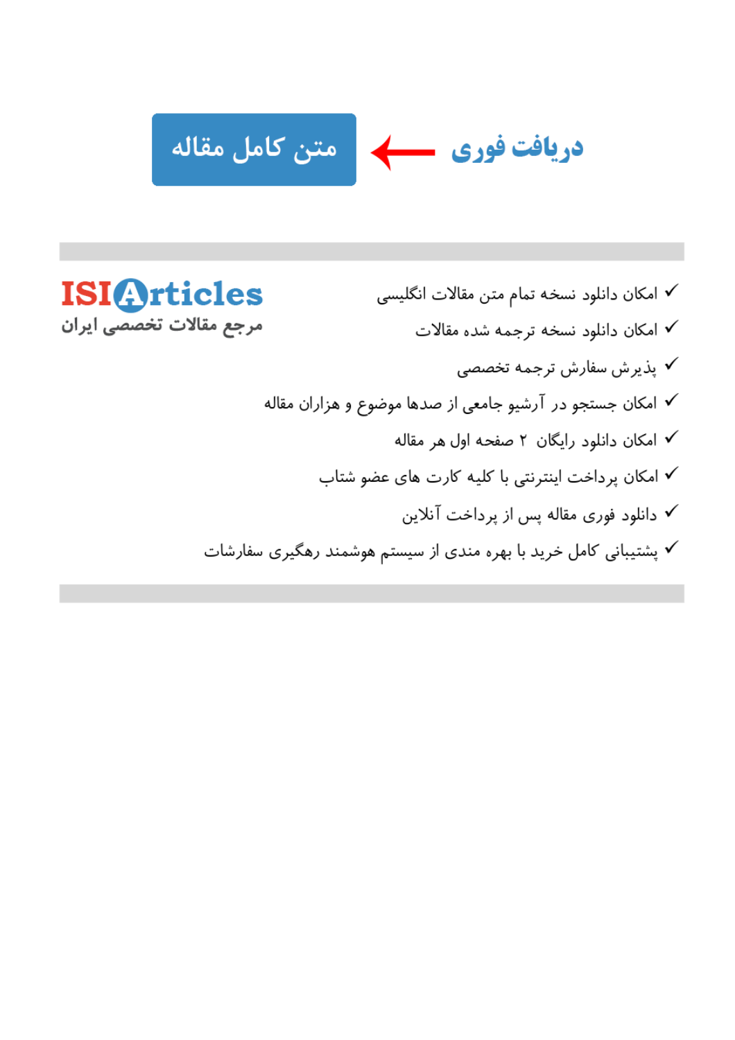دریافت فوری ← **متن کامل مقاله**

**ISIArticles**

مرجع مقالات تخصصی ایران

- ✓ امکان دانلود نسخه تمام متن مقالات انگلیسی
- ✓ امکان دانلود نسخه ترجمه شده مقالات
- ✓ پذیرش سفارش ترجمه تخصصی
- ✓ امکان جستجو در آرشیو جامعی از صدها موضوع و هزاران مقاله
- ✓ امکان دانلود رایگان ۲ صفحه اول هر مقاله
- ✓ امکان پرداخت اینترنتی با کلیه کارت های عضو شتاب
- ✓ دانلود فوری مقاله پس از پرداخت آنلاین
- ✓ پشتیبانی کامل خرید با بهره مندی از سیستم هوشمند رهگیری سفارشات